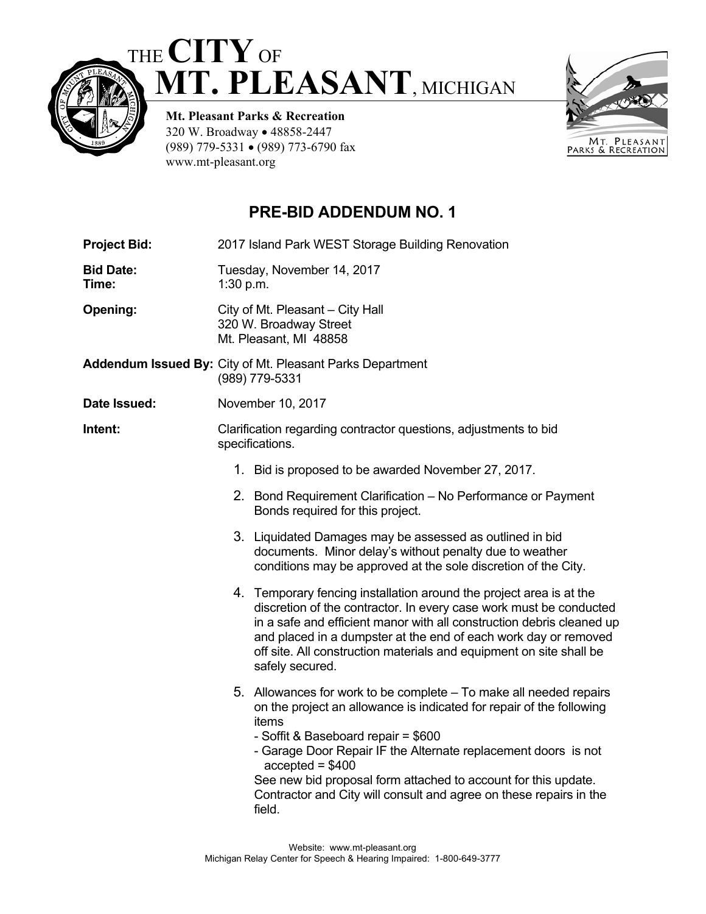# THE CITY OF MT. PLEASANT, MICHIGAN

**Mt. Pleasant Parks & Recreation**
320 W. Broadway • 48858-2447
(989) 779-5331 • (989) 773-6790 fax
www.mt-pleasant.org

## PRE-BID ADDENDUM NO. 1

**Project Bid:** 2017 Island Park WEST Storage Building Renovation

**Bid Date:** Tuesday, November 14, 2017
**Time:** 1:30 p.m.

**Opening:** City of Mt. Pleasant – City Hall
320 W. Broadway Street
Mt. Pleasant, MI 48858

**Addendum Issued By:** City of Mt. Pleasant Parks Department
(989) 779-5331

**Date Issued:** November 10, 2017

**Intent:** Clarification regarding contractor questions, adjustments to bid specifications.

1. Bid is proposed to be awarded November 27, 2017.
2. Bond Requirement Clarification – No Performance or Payment Bonds required for this project.
3. Liquidated Damages may be assessed as outlined in bid documents. Minor delay's without penalty due to weather conditions may be approved at the sole discretion of the City.
4. Temporary fencing installation around the project area is at the discretion of the contractor. In every case work must be conducted in a safe and efficient manor with all construction debris cleaned up and placed in a dumpster at the end of each work day or removed off site. All construction materials and equipment on site shall be safely secured.
5. Allowances for work to be complete – To make all needed repairs on the project an allowance is indicated for repair of the following items
   - Soffit & Baseboard repair = $600
   - Garage Door Repair IF the Alternate replacement doors is not accepted = $400

   See new bid proposal form attached to account for this update. Contractor and City will consult and agree on these repairs in the field.

Website: www.mt-pleasant.org
Michigan Relay Center for Speech & Hearing Impaired: 1-800-649-3777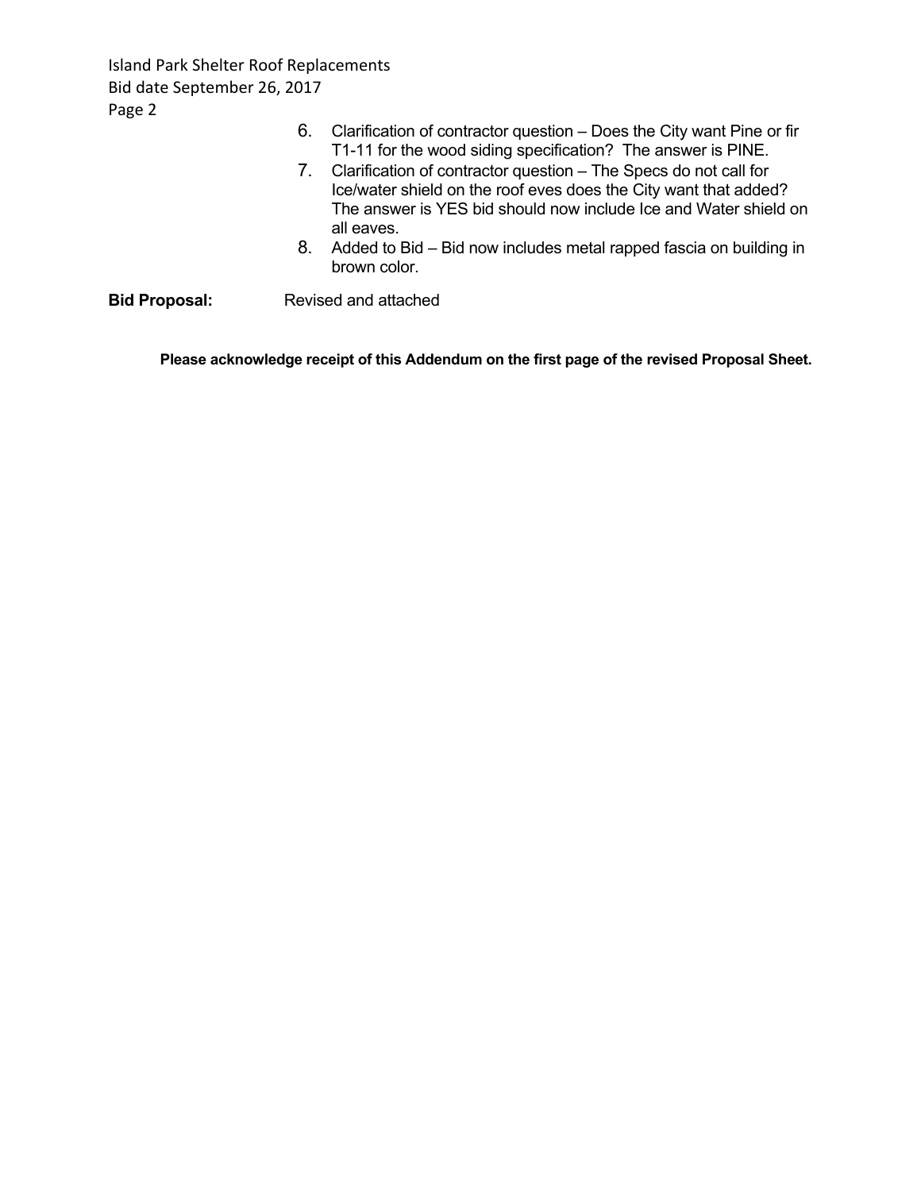6. Clarification of contractor question – Does the City want Pine or fir T1-11 for the wood siding specification? The answer is PINE.
7. Clarification of contractor question – The Specs do not call for Ice/water shield on the roof eves does the City want that added? The answer is YES bid should now include Ice and Water shield on all eaves.
8. Added to Bid – Bid now includes metal rapped fascia on building in brown color.

**Bid Proposal:** Revised and attached

**Please acknowledge receipt of this Addendum on the first page of the revised Proposal Sheet.**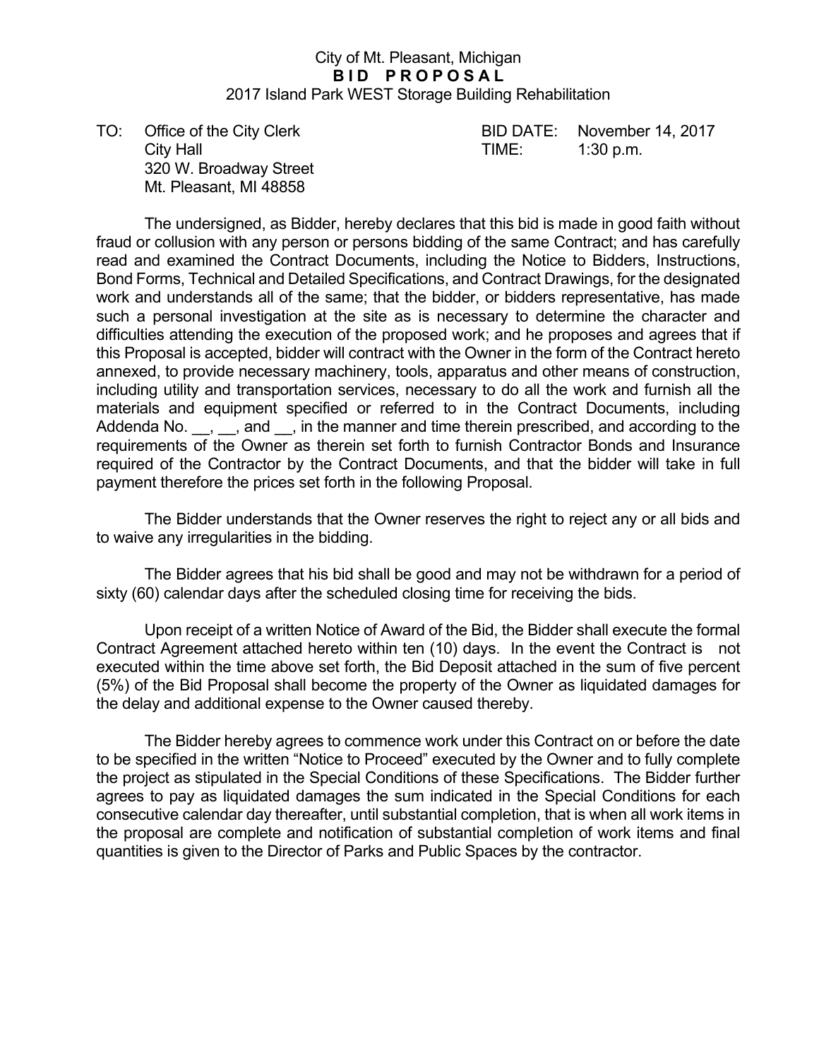City of Mt. Pleasant, Michigan

**B I D P R O P O S A L**

2017 Island Park WEST Storage Building Rehabilitation

TO: Office of the City Clerk
City Hall
320 W. Broadway Street
Mt. Pleasant, MI 48858

BID DATE: November 14, 2017
TIME: 1:30 p.m.

The undersigned, as Bidder, hereby declares that this bid is made in good faith without fraud or collusion with any person or persons bidding of the same Contract; and has carefully read and examined the Contract Documents, including the Notice to Bidders, Instructions, Bond Forms, Technical and Detailed Specifications, and Contract Drawings, for the designated work and understands all of the same; that the bidder, or bidders representative, has made such a personal investigation at the site as is necessary to determine the character and difficulties attending the execution of the proposed work; and he proposes and agrees that if this Proposal is accepted, bidder will contract with the Owner in the form of the Contract hereto annexed, to provide necessary machinery, tools, apparatus and other means of construction, including utility and transportation services, necessary to do all the work and furnish all the materials and equipment specified or referred to in the Contract Documents, including Addenda No. __, __, and __, in the manner and time therein prescribed, and according to the requirements of the Owner as therein set forth to furnish Contractor Bonds and Insurance required of the Contractor by the Contract Documents, and that the bidder will take in full payment therefore the prices set forth in the following Proposal.

The Bidder understands that the Owner reserves the right to reject any or all bids and to waive any irregularities in the bidding.

The Bidder agrees that his bid shall be good and may not be withdrawn for a period of sixty (60) calendar days after the scheduled closing time for receiving the bids.

Upon receipt of a written Notice of Award of the Bid, the Bidder shall execute the formal Contract Agreement attached hereto within ten (10) days. In the event the Contract is not executed within the time above set forth, the Bid Deposit attached in the sum of five percent (5%) of the Bid Proposal shall become the property of the Owner as liquidated damages for the delay and additional expense to the Owner caused thereby.

The Bidder hereby agrees to commence work under this Contract on or before the date to be specified in the written "Notice to Proceed" executed by the Owner and to fully complete the project as stipulated in the Special Conditions of these Specifications. The Bidder further agrees to pay as liquidated damages the sum indicated in the Special Conditions for each consecutive calendar day thereafter, until substantial completion, that is when all work items in the proposal are complete and notification of substantial completion of work items and final quantities is given to the Director of Parks and Public Spaces by the contractor.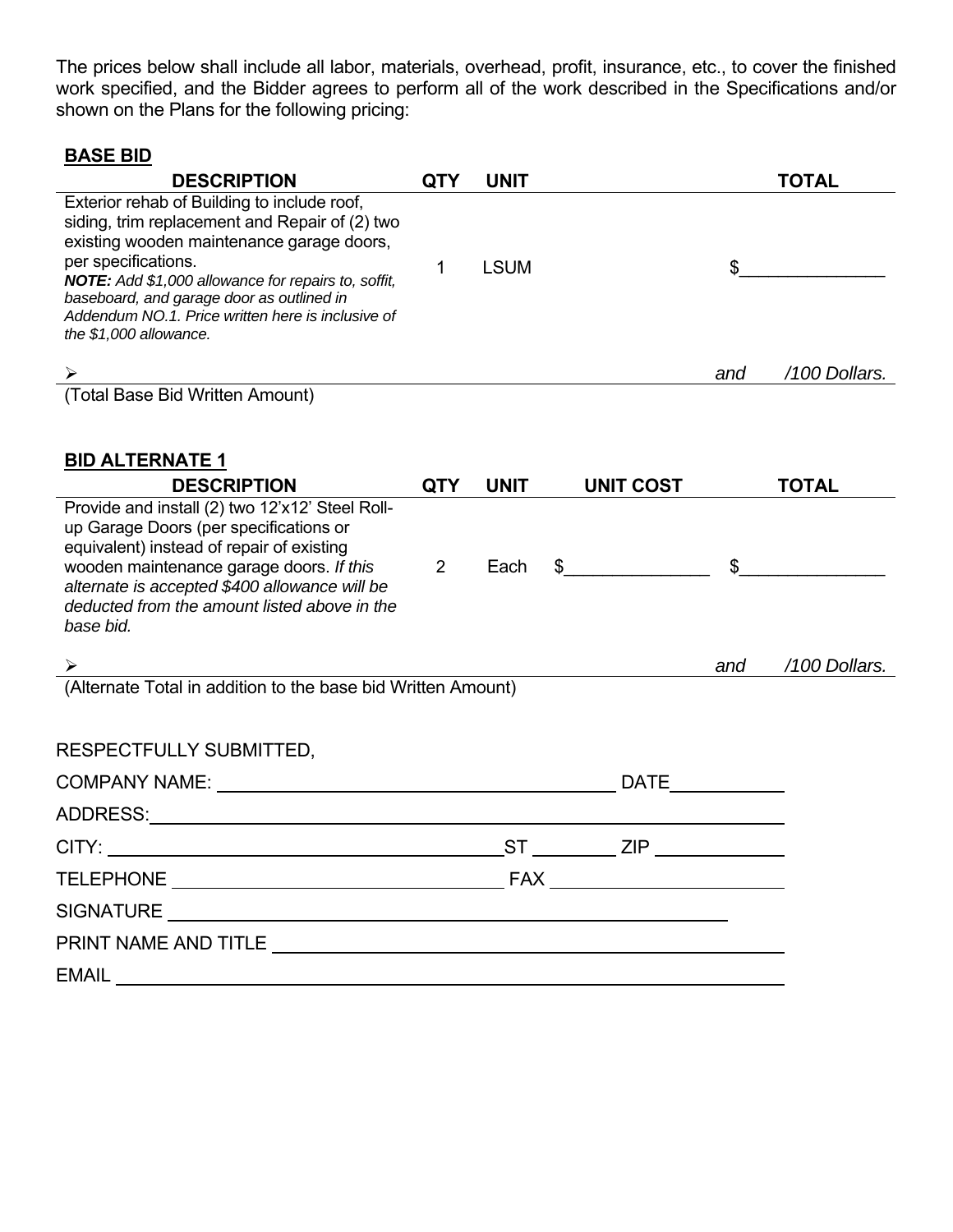The prices below shall include all labor, materials, overhead, profit, insurance, etc., to cover the finished work specified, and the Bidder agrees to perform all of the work described in the Specifications and/or shown on the Plans for the following pricing:

**BASE BID**

| DESCRIPTION | QTY | UNIT | | TOTAL |
|---|---|---|---|---|
| Exterior rehab of Building to include roof, siding, trim replacement and Repair of (2) two existing wooden maintenance garage doors, per specifications. ***NOTE:*** *Add $1,000 allowance for repairs to, soffit, baseboard, and garage door as outlined in Addendum NO.1. Price written here is inclusive of the $1,000 allowance.* | 1 | LSUM | | $______________ |

➢ _______________________________________________ *and* _____ */100 Dollars.*

(Total Base Bid Written Amount)

**BID ALTERNATE 1**

| DESCRIPTION | QTY | UNIT | UNIT COST | TOTAL |
|---|---|---|---|---|
| Provide and install (2) two 12'x12' Steel Roll-up Garage Doors (per specifications or equivalent) instead of repair of existing wooden maintenance garage doors. *If this alternate is accepted $400 allowance will be deducted from the amount listed above in the base bid.* | 2 | Each | $______________ | $______________ |

➢ _______________________________________________ *and* _____ */100 Dollars.*

(Alternate Total in addition to the base bid Written Amount)

RESPECTFULLY SUBMITTED,

COMPANY NAME: ______________________________ DATE__________

ADDRESS: ______________________________________________

CITY: ______________________________ ST ________ ZIP ____________

TELEPHONE ____________________________ FAX ______________________

SIGNATURE ______________________________________________

PRINT NAME AND TITLE ______________________________________

EMAIL ______________________________________________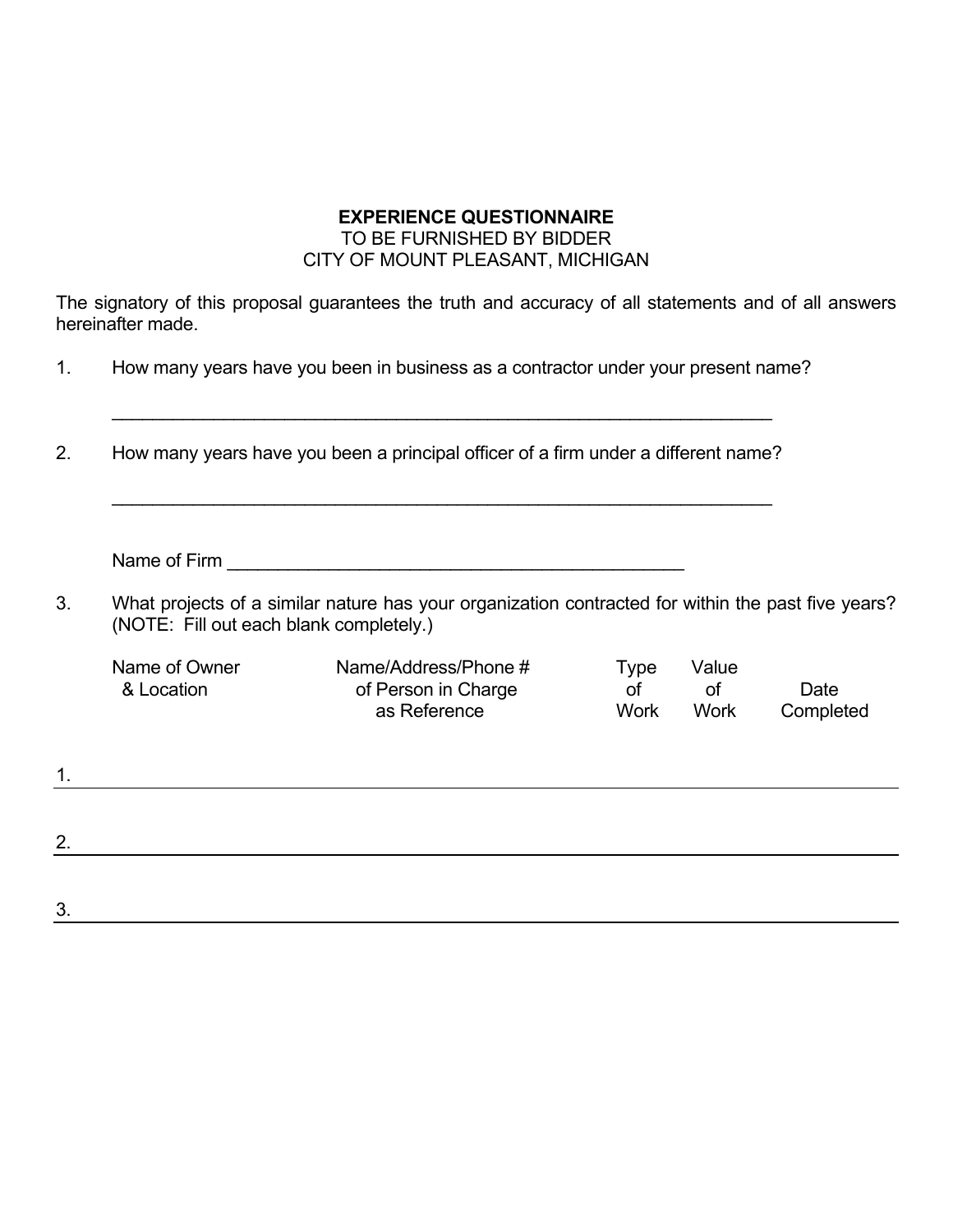**EXPERIENCE QUESTIONNAIRE**

TO BE FURNISHED BY BIDDER

CITY OF MOUNT PLEASANT, MICHIGAN

The signatory of this proposal guarantees the truth and accuracy of all statements and of all answers hereinafter made.

1. How many years have you been in business as a contractor under your present name?

   \_\_\_\_\_\_\_\_\_\_\_\_\_\_\_\_\_\_\_\_\_\_\_\_\_\_\_\_\_\_\_\_\_\_\_\_\_\_\_\_\_\_\_\_\_\_\_\_\_\_\_\_\_\_\_\_\_\_\_\_\_\_

2. How many years have you been a principal officer of a firm under a different name?

   \_\_\_\_\_\_\_\_\_\_\_\_\_\_\_\_\_\_\_\_\_\_\_\_\_\_\_\_\_\_\_\_\_\_\_\_\_\_\_\_\_\_\_\_\_\_\_\_\_\_\_\_\_\_\_\_\_\_\_\_\_\_

   Name of Firm \_\_\_\_\_\_\_\_\_\_\_\_\_\_\_\_\_\_\_\_\_\_\_\_\_\_\_\_\_\_\_\_\_\_\_\_\_\_\_\_\_\_\_\_\_\_

3. What projects of a similar nature has your organization contracted for within the past five years? (NOTE: Fill out each blank completely.)

| | Name of Owner & Location | Name/Address/Phone # of Person in Charge as Reference | Type of Work | Value of Work | Date Completed |
|---|---|---|---|---|---|
| 1. | | | | | |
| 2. | | | | | |
| 3. | | | | | |